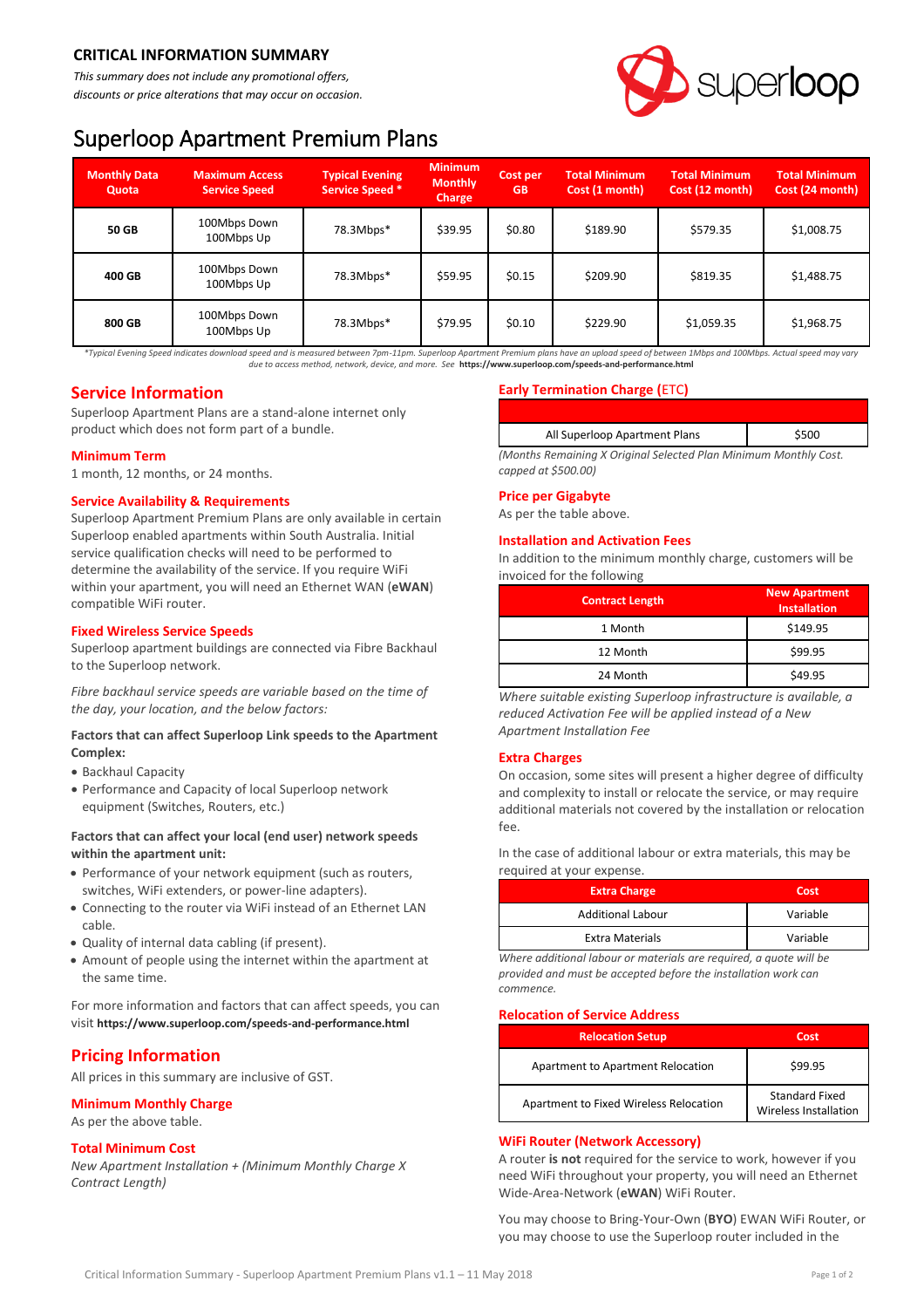## CRITICAL INFORMATION SUMMARY

*This summary does not include any promotional offers, discounts or price alterations that may occur on occasion.*

# Superloop Apartment Premium Plans

| Monthly Data Quota | Maximum Access Service Speed | Typical Evening Service Speed * | Minimum Monthly Charge | Cost per GB | Total Minimum Cost (1 month) | Total Minimum Cost (12 month) | Total Minimum Cost (24 month) |
|---|---|---|---|---|---|---|---|
| **50 GB** | 100Mbps Down 100Mbps Up | 78.3Mbps* | $39.95 | $0.80 | $189.90 | $579.35 | $1,008.75 |
| **400 GB** | 100Mbps Down 100Mbps Up | 78.3Mbps* | $59.95 | $0.15 | $209.90 | $819.35 | $1,488.75 |
| **800 GB** | 100Mbps Down 100Mbps Up | 78.3Mbps* | $79.95 | $0.10 | $229.90 | $1,059.35 | $1,968.75 |

*\*Typical Evening Speed indicates download speed and is measured between 7pm-11pm. Superloop Apartment Premium plans have an upload speed of between 1Mbps and 100Mbps. Actual speed may vary due to access method, network, device, and more. See* **https://www.superloop.com/speeds-and-performance.html**

## Service Information

Superloop Apartment Plans are a stand-alone internet only product which does not form part of a bundle.

### Minimum Term

1 month, 12 months, or 24 months.

### Service Availability & Requirements

Superloop Apartment Premium Plans are only available in certain Superloop enabled apartments within South Australia. Initial service qualification checks will need to be performed to determine the availability of the service. If you require WiFi within your apartment, you will need an Ethernet WAN (**eWAN**) compatible WiFi router.

### Fixed Wireless Service Speeds

Superloop apartment buildings are connected via Fibre Backhaul to the Superloop network.

*Fibre backhaul service speeds are variable based on the time of the day, your location, and the below factors:*

**Factors that can affect Superloop Link speeds to the Apartment Complex:**

- Backhaul Capacity
- Performance and Capacity of local Superloop network equipment (Switches, Routers, etc.)

**Factors that can affect your local (end user) network speeds within the apartment unit:**

- Performance of your network equipment (such as routers, switches, WiFi extenders, or power-line adapters).
- Connecting to the router via WiFi instead of an Ethernet LAN cable.
- Quality of internal data cabling (if present).
- Amount of people using the internet within the apartment at the same time.

For more information and factors that can affect speeds, you can visit **https://www.superloop.com/speeds-and-performance.html**

## Pricing Information

All prices in this summary are inclusive of GST.

### Minimum Monthly Charge

As per the above table.

### Total Minimum Cost

*New Apartment Installation + (Minimum Monthly Charge X Contract Length)*

### Early Termination Charge (ETC)

| | |
|---|---|
| All Superloop Apartment Plans | $500 |

*(Months Remaining X Original Selected Plan Minimum Monthly Cost. capped at $500.00)*

### Price per Gigabyte

As per the table above.

### Installation and Activation Fees

In addition to the minimum monthly charge, customers will be invoiced for the following

| Contract Length | New Apartment Installation |
|---|---|
| 1 Month | $149.95 |
| 12 Month | $99.95 |
| 24 Month | $49.95 |

*Where suitable existing Superloop infrastructure is available, a reduced Activation Fee will be applied instead of a New Apartment Installation Fee*

### Extra Charges

On occasion, some sites will present a higher degree of difficulty and complexity to install or relocate the service, or may require additional materials not covered by the installation or relocation fee.

In the case of additional labour or extra materials, this may be required at your expense.

| Extra Charge | Cost |
|---|---|
| Additional Labour | Variable |
| Extra Materials | Variable |

*Where additional labour or materials are required, a quote will be provided and must be accepted before the installation work can commence.*

### Relocation of Service Address

| Relocation Setup | Cost |
|---|---|
| Apartment to Apartment Relocation | $99.95 |
| Apartment to Fixed Wireless Relocation | Standard Fixed Wireless Installation |

### WiFi Router (Network Accessory)

A router **is not** required for the service to work, however if you need WiFi throughout your property, you will still need an Ethernet Wide-Area-Network (**eWAN**) WiFi Router.

You may choose to Bring-Your-Own (**BYO**) EWAN WiFi Router, or you may choose to use the Superloop router included in the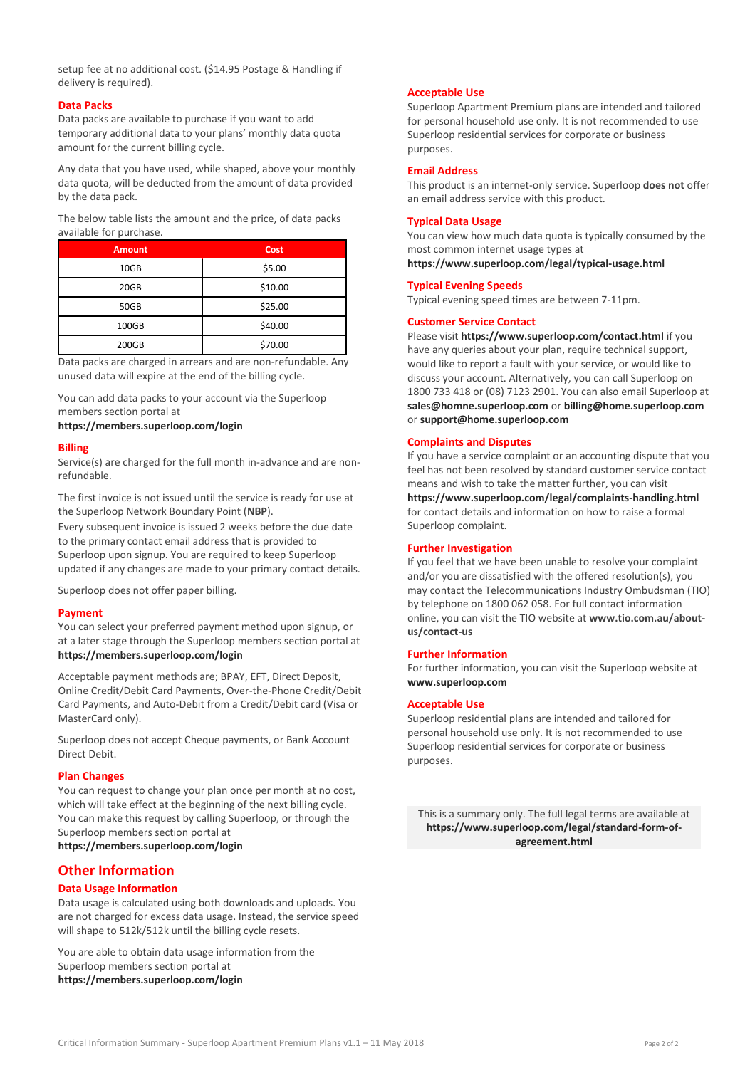setup fee at no additional cost. ($14.95 Postage & Handling if delivery is required).

### Data Packs

Data packs are available to purchase if you want to add temporary additional data to your plans' monthly data quota amount for the current billing cycle.

Any data that you have used, while shaped, above your monthly data quota, will be deducted from the amount of data provided by the data pack.

The below table lists the amount and the price, of data packs available for purchase.

| Amount | Cost |
|---|---|
| 10GB | $5.00 |
| 20GB | $10.00 |
| 50GB | $25.00 |
| 100GB | $40.00 |
| 200GB | $70.00 |

Data packs are charged in arrears and are non-refundable. Any unused data will expire at the end of the billing cycle.

You can add data packs to your account via the Superloop members section portal at **https://members.superloop.com/login**

### Billing

Service(s) are charged for the full month in-advance and are non-refundable.

The first invoice is not issued until the service is ready for use at the Superloop Network Boundary Point (**NBP**).
Every subsequent invoice is issued 2 weeks before the due date to the primary contact email address that is provided to Superloop upon signup. You are required to keep Superloop updated if any changes are made to your primary contact details.

Superloop does not offer paper billing.

### Payment

You can select your preferred payment method upon signup, or at a later stage through the Superloop members section portal at **https://members.superloop.com/login**

Acceptable payment methods are; BPAY, EFT, Direct Deposit, Online Credit/Debit Card Payments, Over-the-Phone Credit/Debit Card Payments, and Auto-Debit from a Credit/Debit card (Visa or MasterCard only).

Superloop does not accept Cheque payments, or Bank Account Direct Debit.

### Plan Changes

You can request to change your plan once per month at no cost, which will take effect at the beginning of the next billing cycle. You can make this request by calling Superloop, or through the Superloop members section portal at **https://members.superloop.com/login**

## Other Information

### Data Usage Information

Data usage is calculated using both downloads and uploads. You are not charged for excess data usage. Instead, the service speed will shape to 512k/512k until the billing cycle resets.

You are able to obtain data usage information from the Superloop members section portal at **https://members.superloop.com/login**

### Acceptable Use

Superloop Apartment Premium plans are intended and tailored for personal household use only. It is not recommended to use Superloop residential services for corporate or business purposes.

### Email Address

This product is an internet-only service. Superloop **does not** offer an email address service with this product.

### Typical Data Usage

You can view how much data quota is typically consumed by the most common internet usage types at **https://www.superloop.com/legal/typical-usage.html**

### Typical Evening Speeds

Typical evening speed times are between 7-11pm.

### Customer Service Contact

Please visit **https://www.superloop.com/contact.html** if you have any queries about your plan, require technical support, would like to report a fault with your service, or would like to discuss your account. Alternatively, you can call Superloop on 1800 733 418 or (08) 7123 2901. You can also email Superloop at **sales@homne.superloop.com** or **billing@home.superloop.com** or **support@home.superloop.com**

### Complaints and Disputes

If you have a service complaint or an accounting dispute that you feel has not been resolved by standard customer service contact means and wish to take the matter further, you can visit **https://www.superloop.com/legal/complaints-handling.html** for contact details and information on how to raise a formal Superloop complaint.

### Further Investigation

If you feel that we have been unable to resolve your complaint and/or you are dissatisfied with the offered resolution(s), you may contact the Telecommunications Industry Ombudsman (TIO) by telephone on 1800 062 058. For full contact information online, you can visit the TIO website at **www.tio.com.au/about-us/contact-us**

### Further Information

For further information, you can visit the Superloop website at **www.superloop.com**

### Acceptable Use

Superloop residential plans are intended and tailored for personal household use only. It is not recommended to use Superloop residential services for corporate or business purposes.

This is a summary only. The full legal terms are available at **https://www.superloop.com/legal/standard-form-of-agreement.html**